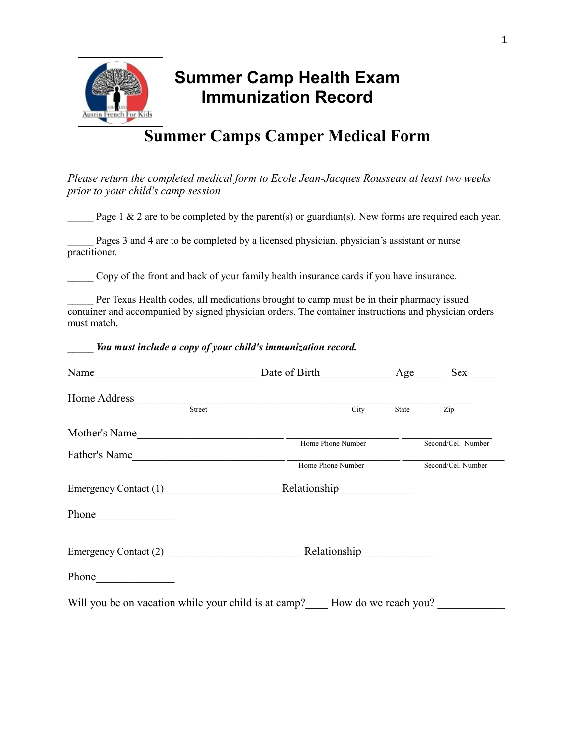# Summary Camp Health Exam Immunization Record

# Summer Camps Camper Medical Form

*Please return the completed medical form to Ecole Jean-Jacques Rousseau at least two weeks prior to your child's camp session*

_____ Page 1 & 2 are to be completed by the parent(s) or guardian(s). New forms are required each year.

_____ Pages 3 and 4 are to be completed by a licensed physician, physician's assistant or nurse practitioner.

_____ Copy of the front and back of your family health insurance cards if you have insurance.

_____ Per Texas Health codes, all medications brought to camp must be in their pharmacy issued container and accompanied by signed physician orders. The container instructions and physician orders must match.

_____ ***You must include a copy of your child's immunization record.***

Name_____________________________ Date of Birth_____________ Age_____ Sex_____

Home Address____________________________________________________________
Street City State Zip

Mother's Name__________________________ __________________ ________________
Home Phone Number Second/Cell Number

Father's Name___________________________ __________________ __________________
Home Phone Number Second/Cell Number

Emergency Contact (1) ____________________ Relationship_____________

Phone______________

Emergency Contact (2) ________________________ Relationship_____________

Phone______________

Will you be on vacation while your child is at camp?____ How do we reach you? ____________

# Summer Camp Health Exam Immunization Record

# Summer Camps Camper Medical Form

*Please return the completed medical form to Ecole Jean-Jacques Rousseau at least two weeks prior to your child's camp session*

_____ Page 1 & 2 are to be completed by the parent(s) or guardian(s). New forms are required each year.

_____ Pages 3 and 4 are to be completed by a licensed physician, physician's assistant or nurse practitioner.

_____ Copy of the front and back of your family health insurance cards if you have insurance.

_____ Per Texas Health codes, all medications brought to camp must be in their pharmacy issued container and accompanied by signed physician orders. The container instructions and physician orders must match.

_____ ***You must include a copy of your child's immunization record.***

Name_____________________________ Date of Birth_____________ Age_____ Sex_____

Home Address____________________________________________________________
Street City State Zip

Mother's Name__________________________ __________________ ________________
Home Phone Number Second/Cell Number

Father's Name___________________________ __________________ __________________
Home Phone Number Second/Cell Number

Emergency Contact (1) ____________________ Relationship_____________

Phone______________

Emergency Contact (2) ________________________ Relationship_____________

Phone______________

Will you be on vacation while your child is at camp?____ How do we reach you? ____________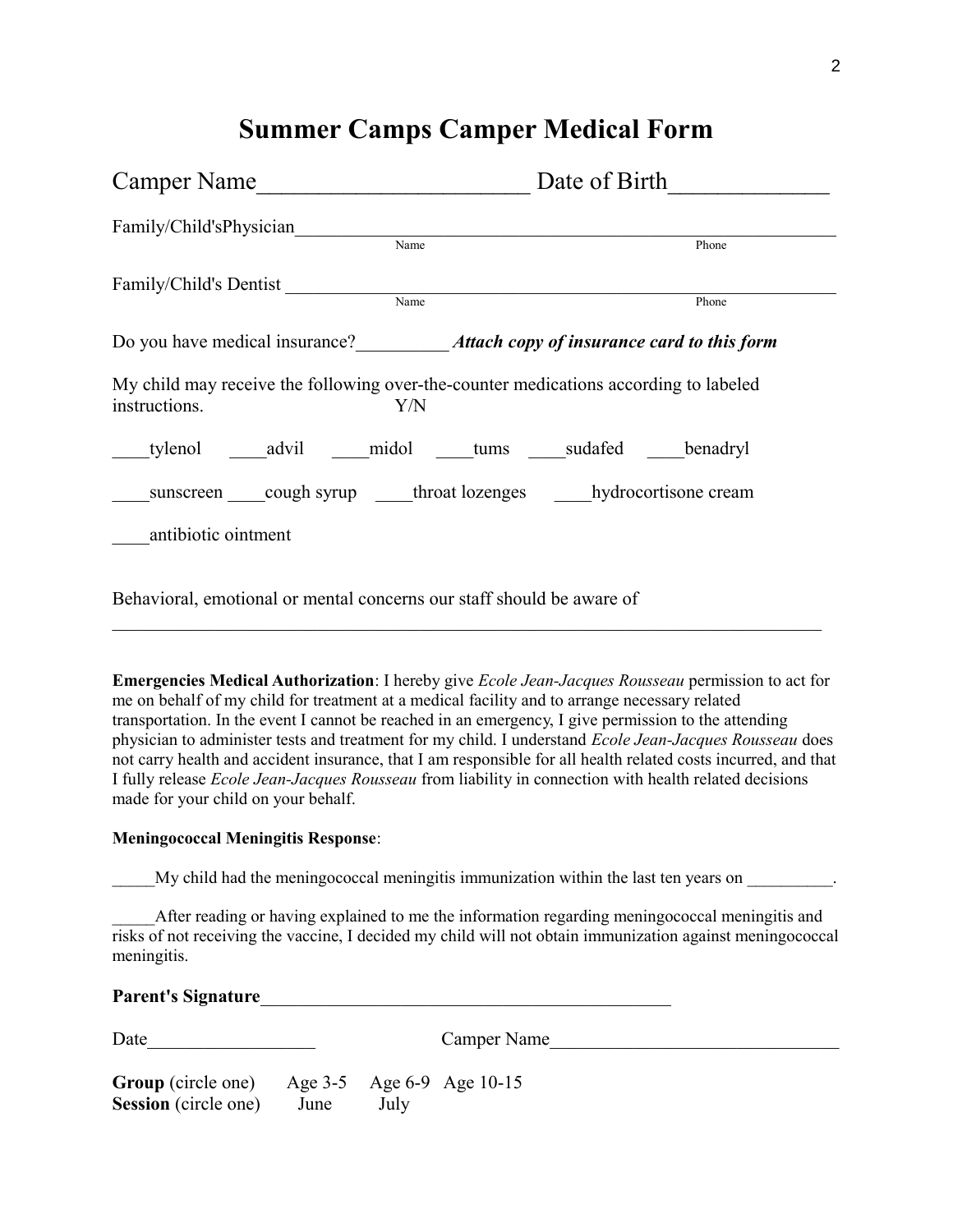# Summer Camps Camper Medical Form

Camper Name______________________ Date of Birth_____________

Family/Child'sPhysician___________________________________________________________
Name                                                                                  Phone

Family/Child's Dentist ____________________________________________________________
Name                                                                                  Phone

Do you have medical insurance?__________ ***Attach copy of insurance card to this form***

My child may receive the following over-the-counter medications according to labeled instructions. Y/N

____tylenol ____advil ____midol ____tums ____sudafed ____benadryl

____sunscreen ____cough syrup ____throat lozenges ____hydrocortisone cream

____antibiotic ointment

Behavioral, emotional or mental concerns our staff should be aware of

________________________________________________________________________________

**Emergencies Medical Authorization**: I hereby give *Ecole Jean-Jacques Rousseau* permission to act for me on behalf of my child for treatment at a medical facility and to arrange necessary related transportation. In the event I cannot be reached in an emergency, I give permission to the attending physician to administer tests and treatment for my child. I understand *Ecole Jean-Jacques Rousseau* does not carry health and accident insurance, that I am responsible for all health related costs incurred, and that I fully release *Ecole Jean-Jacques Rousseau* from liability in connection with health related decisions made for your child on your behalf.

**Meningococcal Meningitis Response**:

_____My child had the meningococcal meningitis immunization within the last ten years on __________.

_____After reading or having explained to me the information regarding meningococcal meningitis and risks of not receiving the vaccine, I decided my child will not obtain immunization against meningococcal meningitis.

**Parent's Signature**_____________________________________________

Date__________________ Camper Name_______________________________

**Group** (circle one) Age 3-5 Age 6-9 Age 10-15
**Session** (circle one) June July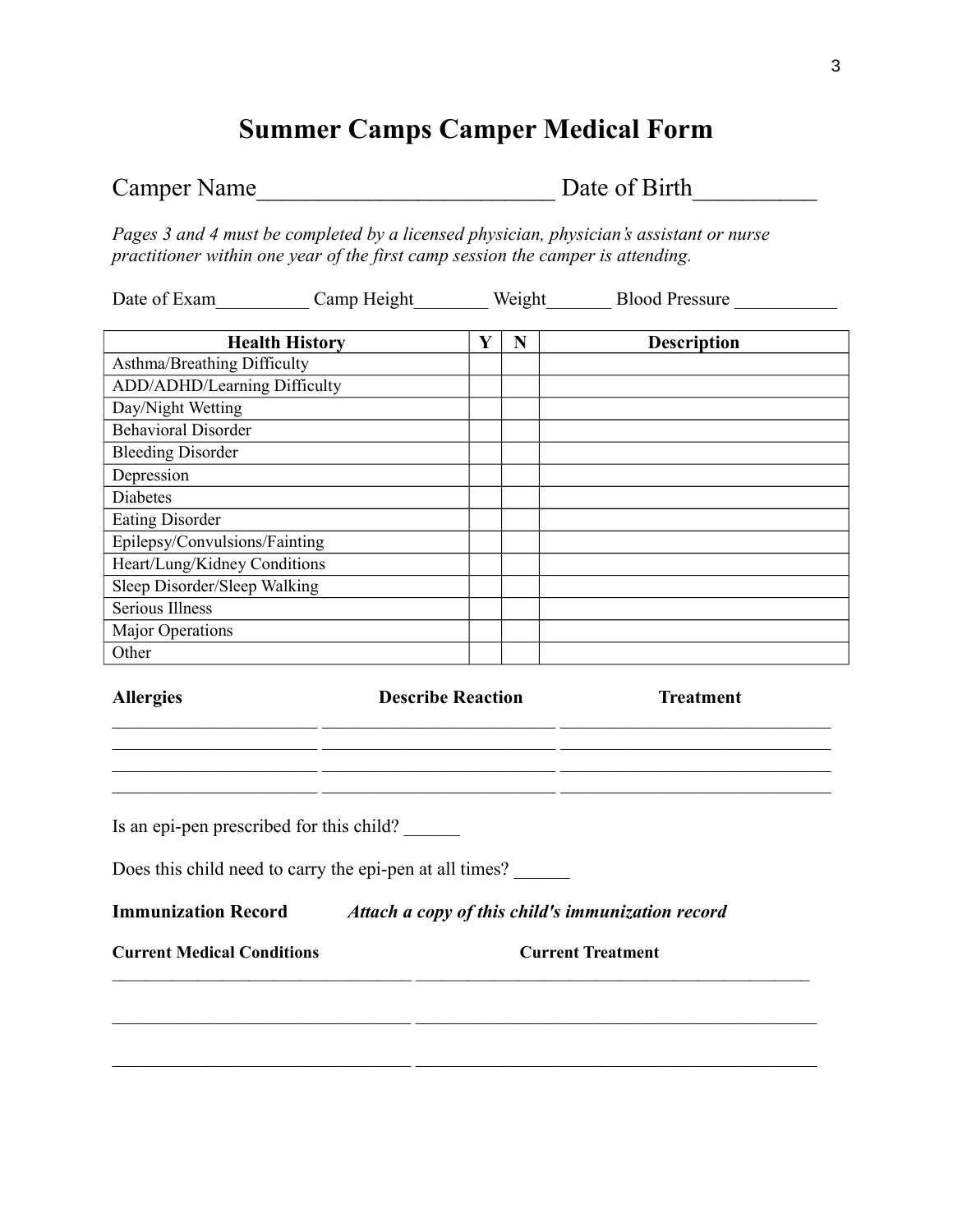# Summer Camps Camper Medical Form

Camper Name________________________ Date of Birth__________

*Pages 3 and 4 must be completed by a licensed physician, physician's assistant or nurse practitioner within one year of the first camp session the camper is attending.*

Date of Exam__________ Camp Height________ Weight_______ Blood Pressure ___________

| Health History | Y | N | Description |
|---|---|---|---|
| Asthma/Breathing Difficulty | | | |
| ADD/ADHD/Learning Difficulty | | | |
| Day/Night Wetting | | | |
| Behavioral Disorder | | | |
| Bleeding Disorder | | | |
| Depression | | | |
| Diabetes | | | |
| Eating Disorder | | | |
| Epilepsy/Convulsions/Fainting | | | |
| Heart/Lung/Kidney Conditions | | | |
| Sleep Disorder/Sleep Walking | | | |
| Serious Illness | | | |
| Major Operations | | | |
| Other | | | |

| **Allergies** | **Describe Reaction** | **Treatment** |
|---|---|---|
| ______________________ | _________________________ | _____________________________ |
| ______________________ | _________________________ | _____________________________ |
| ______________________ | _________________________ | _____________________________ |
| ______________________ | _________________________ | _____________________________ |

Is an epi-pen prescribed for this child? ______

Does this child need to carry the epi-pen at all times? ______

**Immunization Record** ***Attach a copy of this child's immunization record***

| **Current Medical Conditions** | **Current Treatment** |
|---|---|
| _________________________________ | ___________________________________________ |
| _________________________________ | ___________________________________________ |
| _________________________________ | ___________________________________________ |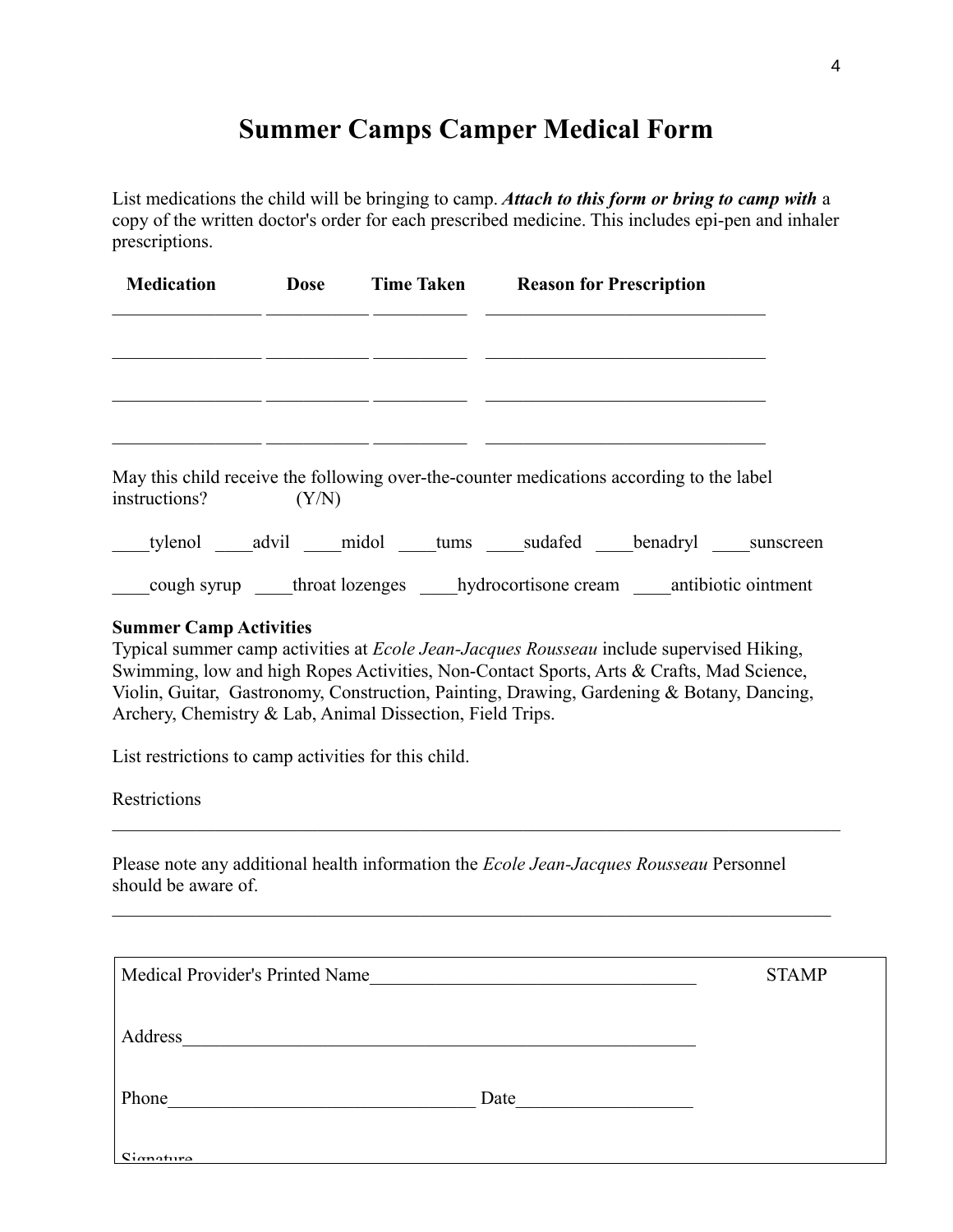# Summer Camps Camper Medical Form

List medications the child will be bringing to camp. ***Attach to this form or bring to camp with*** a copy of the written doctor's order for each prescribed medicine. This includes epi-pen and inhaler prescriptions.

| Medication | Dose | Time Taken | Reason for Prescription |
|---|---|---|---|
| ________________ | ___________ | __________ | ______________________________ |
| ________________ | ___________ | __________ | ______________________________ |
| ________________ | ___________ | __________ | ______________________________ |
| ________________ | ___________ | __________ | ______________________________ |

May this child receive the following over-the-counter medications according to the label instructions? (Y/N)

____tylenol ____advil ____midol ____tums ____sudafed ____benadryl ____sunscreen

____cough syrup ____throat lozenges ____hydrocortisone cream ____antibiotic ointment

**Summer Camp Activities**

Typical summer camp activities at *Ecole Jean-Jacques Rousseau* include supervised Hiking, Swimming, low and high Ropes Activities, Non-Contact Sports, Arts & Crafts, Mad Science, Violin, Guitar, Gastronomy, Construction, Painting, Drawing, Gardening & Botany, Dancing, Archery, Chemistry & Lab, Animal Dissection, Field Trips.

List restrictions to camp activities for this child.

Restrictions

________________________________________________________________________________

Please note any additional health information the *Ecole Jean-Jacques Rousseau* Personnel should be aware of.

________________________________________________________________________________

Medical Provider's Printed Name____________________________________ STAMP

Address________________________________________________________

Phone________________________________ Date__________________

Signature